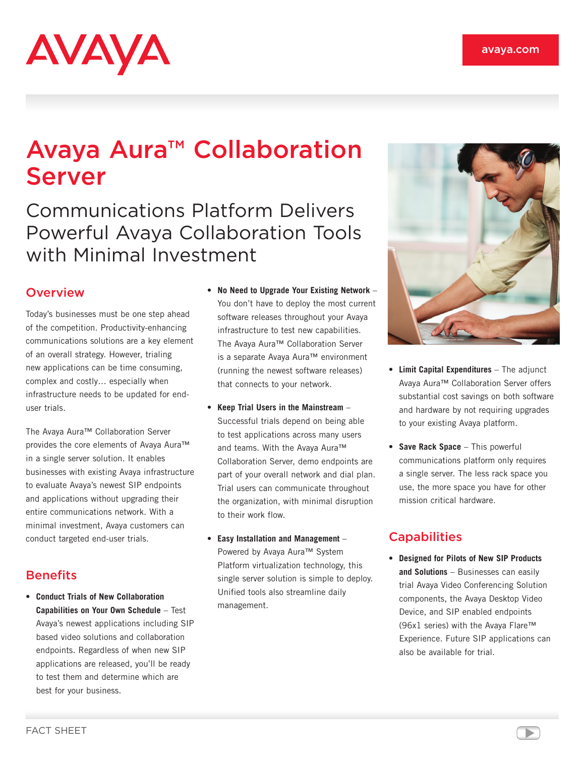AVAYA

avaya.com

# Avaya Aura™ Collaboration Server

## Communications Platform Delivers Powerful Avaya Collaboration Tools with Minimal Investment

## Overview

Today's businesses must be one step ahead of the competition. Productivity-enhancing communications solutions are a key element of an overall strategy. However, trialing new applications can be time consuming, complex and costly… especially when infrastructure needs to be updated for end-user trials.

The Avaya Aura™ Collaboration Server provides the core elements of Avaya Aura™ in a single server solution. It enables businesses with existing Avaya infrastructure to evaluate Avaya's newest SIP endpoints and applications without upgrading their entire communications network. With a minimal investment, Avaya customers can conduct targeted end-user trials.

## Benefits

- **Conduct Trials of New Collaboration Capabilities on Your Own Schedule** – Test Avaya's newest applications including SIP based video solutions and collaboration endpoints. Regardless of when new SIP applications are released, you'll be ready to test them and determine which are best for your business.
- **No Need to Upgrade Your Existing Network** – You don't have to deploy the most current software releases throughout your Avaya infrastructure to test new capabilities. The Avaya Aura™ Collaboration Server is a separate Avaya Aura™ environment (running the newest software releases) that connects to your network.
- **Keep Trial Users in the Mainstream** – Successful trials depend on being able to test applications across many users and teams. With the Avaya Aura™ Collaboration Server, demo endpoints are part of your overall network and dial plan. Trial users can communicate throughout the organization, with minimal disruption to their work flow.
- **Easy Installation and Management** – Powered by Avaya Aura™ System Platform virtualization technology, this single server solution is simple to deploy. Unified tools also streamline daily management.
- **Limit Capital Expenditures** – The adjunct Avaya Aura™ Collaboration Server offers substantial cost savings on both software and hardware by not requiring upgrades to your existing Avaya platform.
- **Save Rack Space** – This powerful communications platform only requires a single server. The less rack space you use, the more space you have for other mission critical hardware.

## Capabilities

- **Designed for Pilots of New SIP Products and Solutions** – Businesses can easily trial Avaya Video Conferencing Solution components, the Avaya Desktop Video Device, and SIP enabled endpoints (96x1 series) with the Avaya Flare™ Experience. Future SIP applications can also be available for trial.

FACT SHEET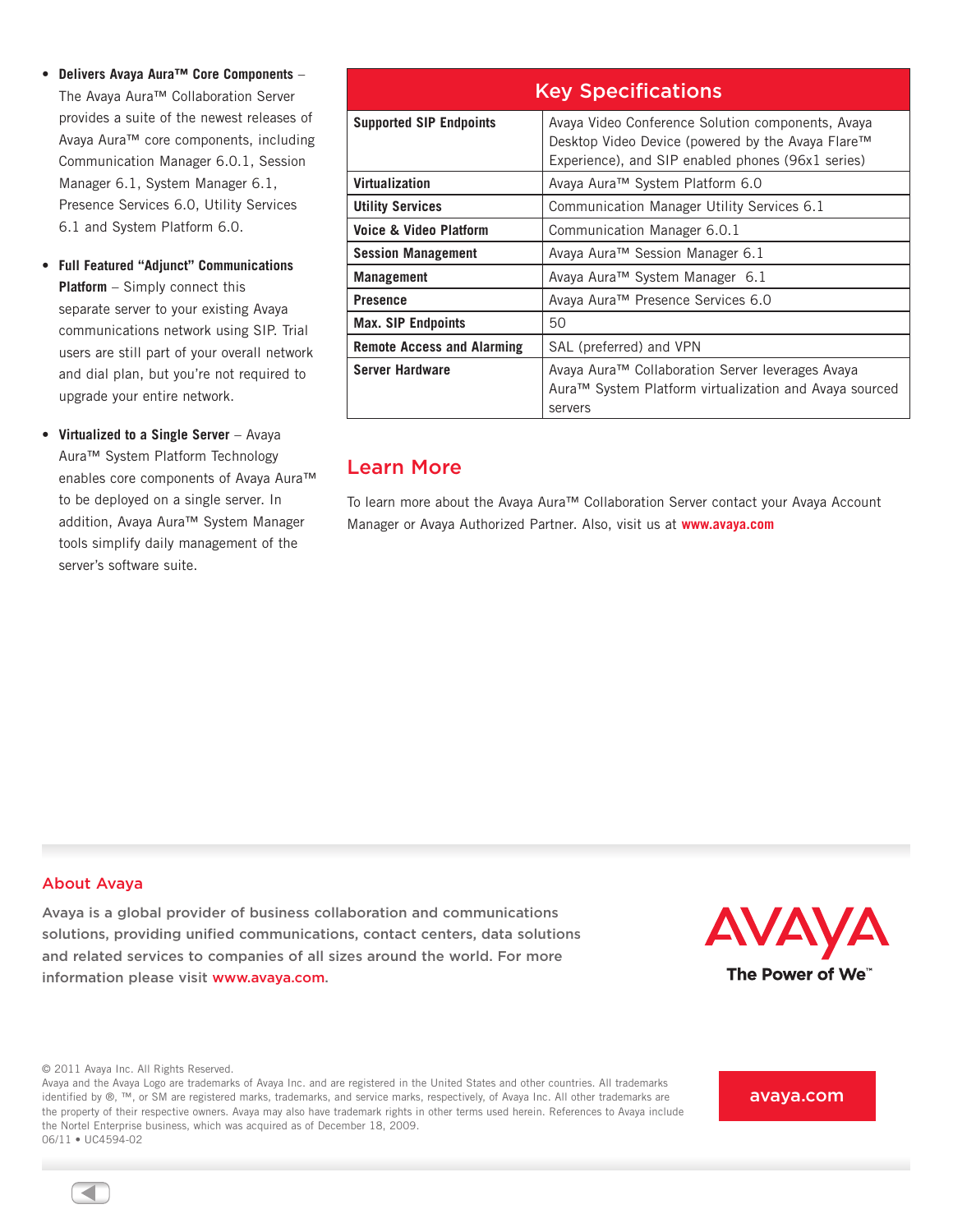- **Delivers Avaya Aura™ Core Components** – The Avaya Aura™ Collaboration Server provides a suite of the newest releases of Avaya Aura™ core components, including Communication Manager 6.0.1, Session Manager 6.1, System Manager 6.1, Presence Services 6.0, Utility Services 6.1 and System Platform 6.0.
- **Full Featured "Adjunct" Communications Platform** – Simply connect this separate server to your existing Avaya communications network using SIP. Trial users are still part of your overall network and dial plan, but you're not required to upgrade your entire network.
- **Virtualized to a Single Server** – Avaya Aura™ System Platform Technology enables core components of Avaya Aura™ to be deployed on a single server. In addition, Avaya Aura™ System Manager tools simplify daily management of the server's software suite.

## Key Specifications

| | |
|---|---|
| **Supported SIP Endpoints** | Avaya Video Conference Solution components, Avaya Desktop Video Device (powered by the Avaya Flare™ Experience), and SIP enabled phones (96x1 series) |
| **Virtualization** | Avaya Aura™ System Platform 6.0 |
| **Utility Services** | Communication Manager Utility Services 6.1 |
| **Voice & Video Platform** | Communication Manager 6.0.1 |
| **Session Management** | Avaya Aura™ Session Manager 6.1 |
| **Management** | Avaya Aura™ System Manager 6.1 |
| **Presence** | Avaya Aura™ Presence Services 6.0 |
| **Max. SIP Endpoints** | 50 |
| **Remote Access and Alarming** | SAL (preferred) and VPN |
| **Server Hardware** | Avaya Aura™ Collaboration Server leverages Avaya Aura™ System Platform virtualization and Avaya sourced servers |

## Learn More

To learn more about the Avaya Aura™ Collaboration Server contact your Avaya Account Manager or Avaya Authorized Partner. Also, visit us at **www.avaya.com**

### About Avaya

Avaya is a global provider of business collaboration and communications solutions, providing unified communications, contact centers, data solutions and related services to companies of all sizes around the world. For more information please visit www.avaya.com.

AVAYA
The Power of We™

© 2011 Avaya Inc. All Rights Reserved.
Avaya and the Avaya Logo are trademarks of Avaya Inc. and are registered in the United States and other countries. All trademarks identified by ®, ™, or SM are registered marks, trademarks, and service marks, respectively, of Avaya Inc. All other trademarks are the property of their respective owners. Avaya may also have trademark rights in other terms used herein. References to Avaya include the Nortel Enterprise business, which was acquired as of December 18, 2009.
06/11 • UC4594-02

avaya.com